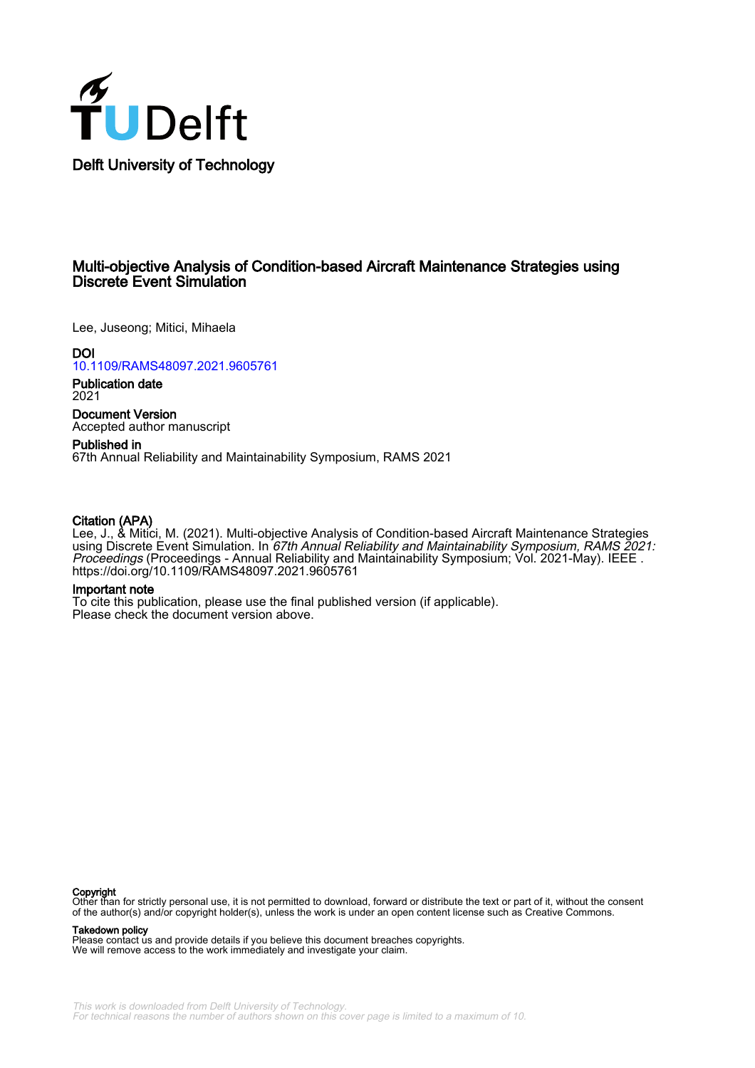Delft University of Technology

# Multi-objective Analysis of Condition-based Aircraft Maintenance Strategies using Discrete Event Simulation

Lee, Juseong; Mitici, Mihaela

**DOI**
10.1109/RAMS48097.2021.9605761

**Publication date**
2021

**Document Version**
Accepted author manuscript

**Published in**
67th Annual Reliability and Maintainability Symposium, RAMS 2021

**Citation (APA)**
Lee, J., & Mitici, M. (2021). Multi-objective Analysis of Condition-based Aircraft Maintenance Strategies using Discrete Event Simulation. In *67th Annual Reliability and Maintainability Symposium, RAMS 2021: Proceedings* (Proceedings - Annual Reliability and Maintainability Symposium; Vol. 2021-May). IEEE . https://doi.org/10.1109/RAMS48097.2021.9605761

**Important note**
To cite this publication, please use the final published version (if applicable).
Please check the document version above.

**Copyright**
Other than for strictly personal use, it is not permitted to download, forward or distribute the text or part of it, without the consent of the author(s) and/or copyright holder(s), unless the work is under an open content license such as Creative Commons.

**Takedown policy**
Please contact us and provide details if you believe this document breaches copyrights.
We will remove access to the work immediately and investigate your claim.

*This work is downloaded from Delft University of Technology.*
*For technical reasons the number of authors shown on this cover page is limited to a maximum of 10.*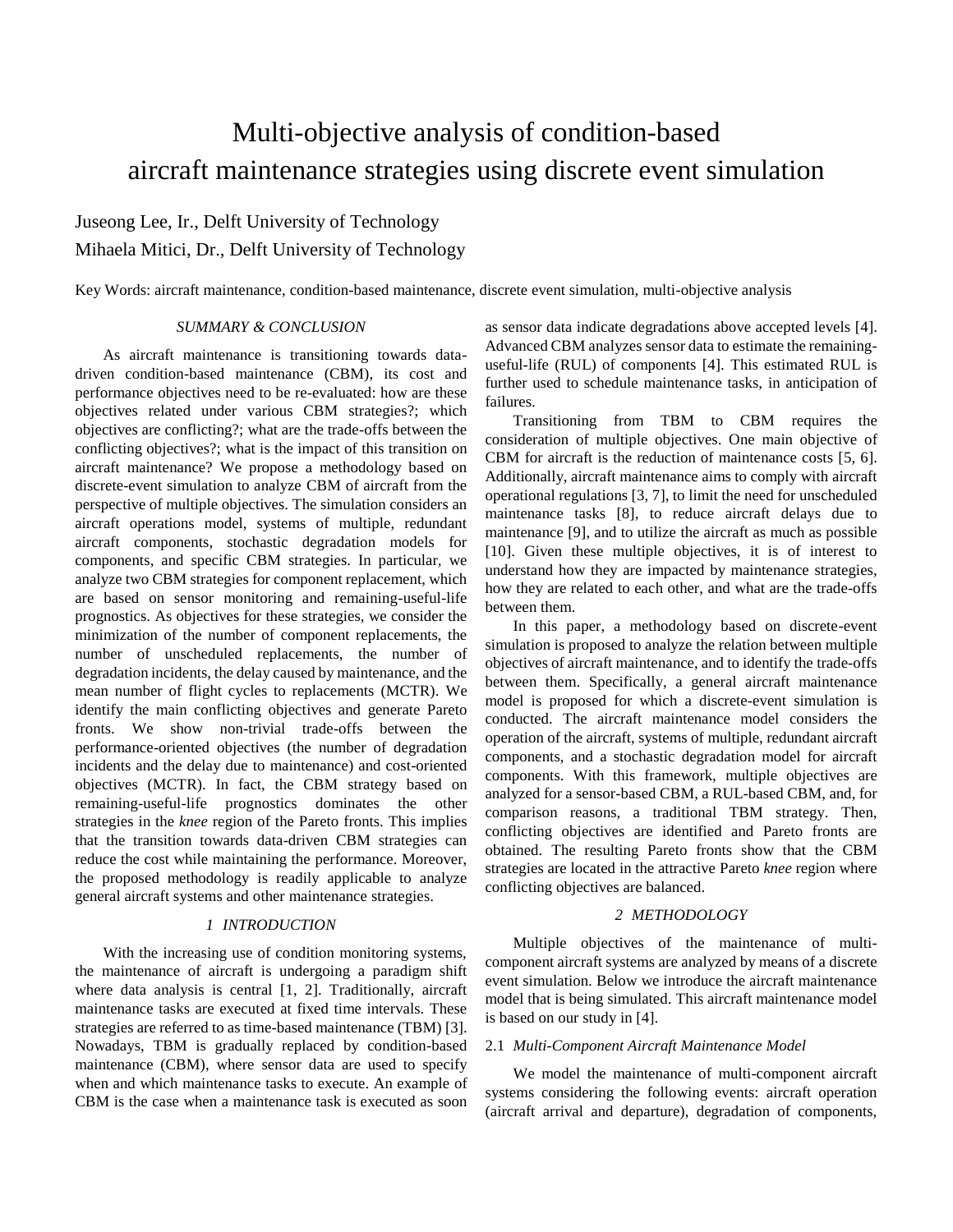# Multi-objective analysis of condition-based aircraft maintenance strategies using discrete event simulation

Juseong Lee, Ir., Delft University of Technology

Mihaela Mitici, Dr., Delft University of Technology

Key Words: aircraft maintenance, condition-based maintenance, discrete event simulation, multi-objective analysis

## *SUMMARY & CONCLUSION*

As aircraft maintenance is transitioning towards data-driven condition-based maintenance (CBM), its cost and performance objectives need to be re-evaluated: how are these objectives related under various CBM strategies?; which objectives are conflicting?; what are the trade-offs between the conflicting objectives?; what is the impact of this transition on aircraft maintenance? We propose a methodology based on discrete-event simulation to analyze CBM of aircraft from the perspective of multiple objectives. The simulation considers an aircraft operations model, systems of multiple, redundant aircraft components, stochastic degradation models for components, and specific CBM strategies. In particular, we analyze two CBM strategies for component replacement, which are based on sensor monitoring and remaining-useful-life prognostics. As objectives for these strategies, we consider the minimization of the number of component replacements, the number of unscheduled replacements, the number of degradation incidents, the delay caused by maintenance, and the mean number of flight cycles to replacements (MCTR). We identify the main conflicting objectives and generate Pareto fronts. We show non-trivial trade-offs between the performance-oriented objectives (the number of degradation incidents and the delay due to maintenance) and cost-oriented objectives (MCTR). In fact, the CBM strategy based on remaining-useful-life prognostics dominates the other strategies in the *knee* region of the Pareto fronts. This implies that the transition towards data-driven CBM strategies can reduce the cost while maintaining the performance. Moreover, the proposed methodology is readily applicable to analyze general aircraft systems and other maintenance strategies.

## *1 INTRODUCTION*

With the increasing use of condition monitoring systems, the maintenance of aircraft is undergoing a paradigm shift where data analysis is central [1, 2]. Traditionally, aircraft maintenance tasks are executed at fixed time intervals. These strategies are referred to as time-based maintenance (TBM) [3]. Nowadays, TBM is gradually replaced by condition-based maintenance (CBM), where sensor data are used to specify when and which maintenance tasks to execute. An example of CBM is the case when a maintenance task is executed as soon as sensor data indicate degradations above accepted levels [4]. Advanced CBM analyzes sensor data to estimate the remaining-useful-life (RUL) of components [4]. This estimated RUL is further used to schedule maintenance tasks, in anticipation of failures.

Transitioning from TBM to CBM requires the consideration of multiple objectives. One main objective of CBM for aircraft is the reduction of maintenance costs [5, 6]. Additionally, aircraft maintenance aims to comply with aircraft operational regulations [3, 7], to limit the need for unscheduled maintenance tasks [8], to reduce aircraft delays due to maintenance [9], and to utilize the aircraft as much as possible [10]. Given these multiple objectives, it is of interest to understand how they are impacted by maintenance strategies, how they are related to each other, and what are the trade-offs between them.

In this paper, a methodology based on discrete-event simulation is proposed to analyze the relation between multiple objectives of aircraft maintenance, and to identify the trade-offs between them. Specifically, a general aircraft maintenance model is proposed for which a discrete-event simulation is conducted. The aircraft maintenance model considers the operation of the aircraft, systems of multiple, redundant aircraft components, and a stochastic degradation model for aircraft components. With this framework, multiple objectives are analyzed for a sensor-based CBM, a RUL-based CBM, and, for comparison reasons, a traditional TBM strategy. Then, conflicting objectives are identified and Pareto fronts are obtained. The resulting Pareto fronts show that the CBM strategies are located in the attractive Pareto *knee* region where conflicting objectives are balanced.

## *2 METHODOLOGY*

Multiple objectives of the maintenance of multi-component aircraft systems are analyzed by means of a discrete event simulation. Below we introduce the aircraft maintenance model that is being simulated. This aircraft maintenance model is based on our study in [4].

### 2.1 *Multi-Component Aircraft Maintenance Model*

We model the maintenance of multi-component aircraft systems considering the following events: aircraft operation (aircraft arrival and departure), degradation of components,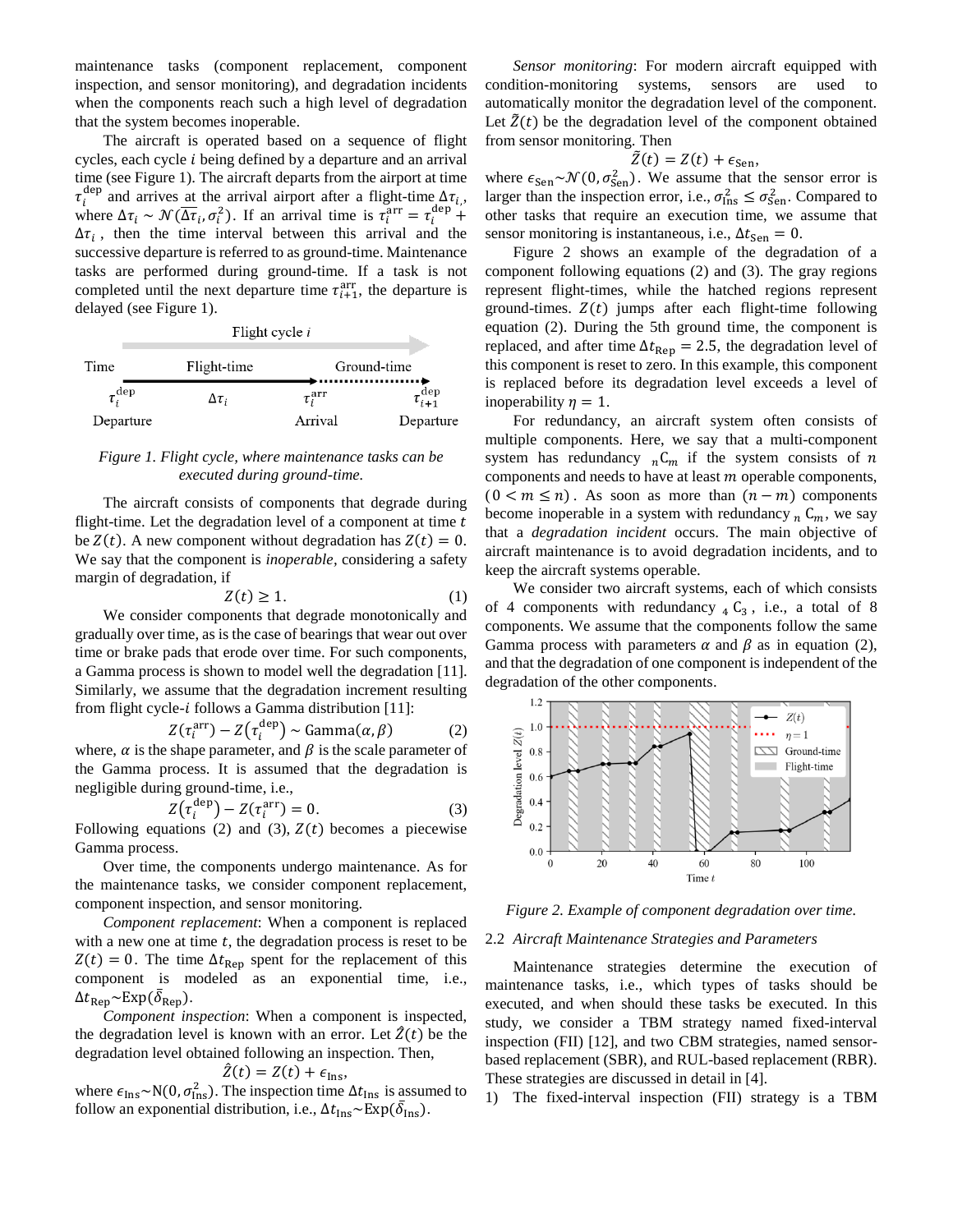maintenance tasks (component replacement, component inspection, and sensor monitoring), and degradation incidents when the components reach such a high level of degradation that the system becomes inoperable.

The aircraft is operated based on a sequence of flight cycles, each cycle $i$ being defined by a departure and an arrival time (see Figure 1). The aircraft departs from the airport at time $\tau_i^{\text{dep}}$ and arrives at the arrival airport after a flight-time $\Delta\tau_i$, where $\Delta\tau_i \sim \mathcal{N}(\overline{\Delta\tau}_i, \sigma_i^2)$. If an arrival time is $\tau_i^{\text{arr}} = \tau_i^{\text{dep}} + \Delta\tau_i$, then the time interval between this arrival and the successive departure is referred to as ground-time. Maintenance tasks are performed during ground-time. If a task is not completed until the next departure time $\tau_{i+1}^{\text{arr}}$, the departure is delayed (see Figure 1).

*Figure 1. Flight cycle, where maintenance tasks can be executed during ground-time.*

The aircraft consists of components that degrade during flight-time. Let the degradation level of a component at time $t$ be $Z(t)$. A new component without degradation has $Z(t) = 0$. We say that the component is *inoperable*, considering a safety margin of degradation, if

$$Z(t) \geq 1. \tag{1}$$

We consider components that degrade monotonically and gradually over time, as is the case of bearings that wear out over time or brake pads that erode over time. For such components, a Gamma process is shown to model well the degradation [11]. Similarly, we assume that the degradation increment resulting from flight cycle-$i$ follows a Gamma distribution [11]:

$$Z(\tau_i^{\text{arr}}) - Z(\tau_i^{\text{dep}}) \sim \text{Gamma}(\alpha, \beta) \tag{2}$$

where, $\alpha$ is the shape parameter, and $\beta$ is the scale parameter of the Gamma process. It is assumed that the degradation is negligible during ground-time, i.e.,

$$Z(\tau_i^{\text{dep}}) - Z(\tau_i^{\text{arr}}) = 0. \tag{3}$$

Following equations (2) and (3), $Z(t)$ becomes a piecewise Gamma process.

Over time, the components undergo maintenance. As for the maintenance tasks, we consider component replacement, component inspection, and sensor monitoring.

*Component replacement*: When a component is replaced with a new one at time $t$, the degradation process is reset to be $Z(t) = 0$. The time $\Delta t_{\text{Rep}}$ spent for the replacement of this component is modeled as an exponential time, i.e., $\Delta t_{\text{Rep}} \sim \text{Exp}(\bar{\delta}_{\text{Rep}})$.

*Component inspection*: When a component is inspected, the degradation level is known with an error. Let $\hat{Z}(t)$ be the degradation level obtained following an inspection. Then,

$$\hat{Z}(t) = Z(t) + \epsilon_{\text{Ins}},$$

where $\epsilon_{\text{Ins}} \sim \text{N}(0, \sigma_{\text{Ins}}^2)$. The inspection time $\Delta t_{\text{Ins}}$ is assumed to follow an exponential distribution, i.e., $\Delta t_{\text{Ins}} \sim \text{Exp}(\bar{\delta}_{\text{Ins}})$.

*Sensor monitoring*: For modern aircraft equipped with condition-monitoring systems, sensors are used to automatically monitor the degradation level of the component. Let $\tilde{Z}(t)$ be the degradation level of the component obtained from sensor monitoring. Then

$$\tilde{Z}(t) = Z(t) + \epsilon_{\text{Sen}},$$

where $\epsilon_{\text{Sen}} \sim \mathcal{N}(0, \sigma_{\text{Sen}}^2)$. We assume that the sensor error is larger than the inspection error, i.e., $\sigma_{\text{Ins}}^2 \leq \sigma_{\text{Sen}}^2$. Compared to other tasks that require an execution time, we assume that sensor monitoring is instantaneous, i.e., $\Delta t_{\text{Sen}} = 0$.

Figure 2 shows an example of the degradation of a component following equations (2) and (3). The gray regions represent flight-times, while the hatched regions represent ground-times. $Z(t)$ jumps after each flight-time following equation (2). During the 5th ground time, the component is replaced, and after time $\Delta t_{\text{Rep}} = 2.5$, the degradation level of this component is reset to zero. In this example, this component is replaced before its degradation level exceeds a level of inoperability $\eta = 1$.

For redundancy, an aircraft system often consists of multiple components. Here, we say that a multi-component system has redundancy ${}_n\text{C}_m$ if the system consists of $n$ components and needs to have at least $m$ operable components, $(0 < m \leq n)$. As soon as more than $(n - m)$ components become inoperable in a system with redundancy ${}_n\text{C}_m$, we say that a *degradation incident* occurs. The main objective of aircraft maintenance is to avoid degradation incidents, and to keep the aircraft systems operable.

We consider two aircraft systems, each of which consists of 4 components with redundancy ${}_4\text{C}_3$, i.e., a total of 8 components. We assume that the components follow the same Gamma process with parameters $\alpha$ and $\beta$ as in equation (2), and that the degradation of one component is independent of the degradation of the other components.

*Figure 2. Example of component degradation over time.*

### 2.2 *Aircraft Maintenance Strategies and Parameters*

Maintenance strategies determine the execution of maintenance tasks, i.e., which types of tasks should be executed, and when should these tasks be executed. In this study, we consider a TBM strategy named fixed-interval inspection (FII) [12], and two CBM strategies, named sensor-based replacement (SBR), and RUL-based replacement (RBR). These strategies are discussed in detail in [4].

1) The fixed-interval inspection (FII) strategy is a TBM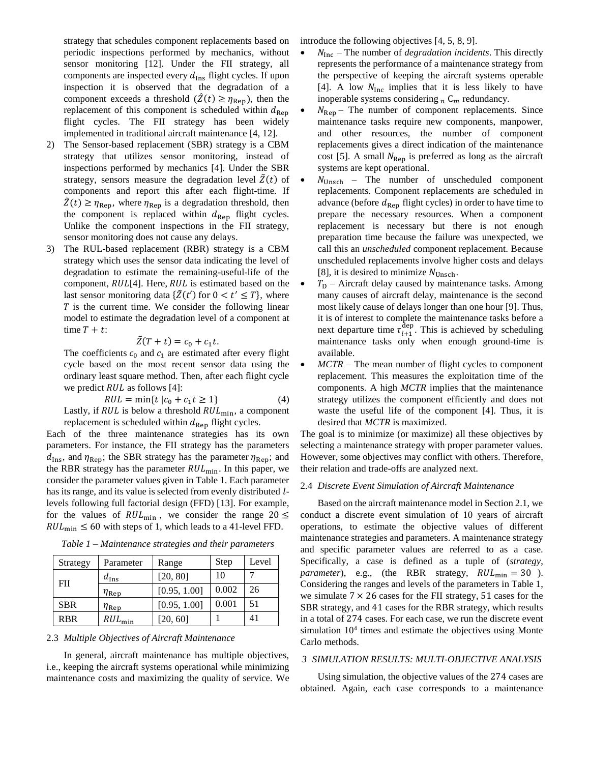strategy that schedules component replacements based on periodic inspections performed by mechanics, without sensor monitoring [12]. Under the FII strategy, all components are inspected every $d_{\text{Ins}}$ flight cycles. If upon inspection it is observed that the degradation of a component exceeds a threshold ($\hat{Z}(t) \geq \eta_{\text{Rep}}$), then the replacement of this component is scheduled within $d_{\text{Rep}}$ flight cycles. The FII strategy has been widely implemented in traditional aircraft maintenance [4, 12].

2) The Sensor-based replacement (SBR) strategy is a CBM strategy that utilizes sensor monitoring, instead of inspections performed by mechanics [4]. Under the SBR strategy, sensors measure the degradation level $\tilde{Z}(t)$ of components and report this after each flight-time. If $\tilde{Z}(t) \geq \eta_{\text{Rep}}$, where $\eta_{\text{Rep}}$ is a degradation threshold, then the component is replaced within $d_{\text{Rep}}$ flight cycles. Unlike the component inspections in the FII strategy, sensor monitoring does not cause any delays.

3) The RUL-based replacement (RBR) strategy is a CBM strategy which uses the sensor data indicating the level of degradation to estimate the remaining-useful-life of the component, $RUL$[4]. Here, $RUL$ is estimated based on the last sensor monitoring data $\{\tilde{Z}(t') \text{ for } 0 < t' \leq T\}$, where $T$ is the current time. We consider the following linear model to estimate the degradation level of a component at time $T + t$:

$$\tilde{Z}(T + t) = c_0 + c_1 t.$$

The coefficients $c_0$ and $c_1$ are estimated after every flight cycle based on the most recent sensor data using the ordinary least square method. Then, after each flight cycle we predict $RUL$ as follows [4]:

$$RUL = \min\{t \mid c_0 + c_1 t \geq 1\} \quad (4)$$

Lastly, if $RUL$ is below a threshold $RUL_{\min}$, a component replacement is scheduled within $d_{\text{Rep}}$ flight cycles.

Each of the three maintenance strategies has its own parameters. For instance, the FII strategy has the parameters $d_{\text{Ins}}$, and $\eta_{\text{Rep}}$; the SBR strategy has the parameter $\eta_{\text{Rep}}$; and the RBR strategy has the parameter $RUL_{\min}$. In this paper, we consider the parameter values given in Table 1. Each parameter has its range, and its value is selected from evenly distributed $l$-levels following full factorial design (FFD) [13]. For example, for the values of $RUL_{\min}$, we consider the range $20 \leq RUL_{\min} \leq 60$ with steps of 1, which leads to a 41-level FFD.

*Table 1 – Maintenance strategies and their parameters*

| Strategy | Parameter | Range | Step | Level |
|---|---|---|---|---|
| FII | $d_{\text{Ins}}$ | [20, 80] | 10 | 7 |
| | $\eta_{\text{Rep}}$ | [0.95, 1.00] | 0.002 | 26 |
| SBR | $\eta_{\text{Rep}}$ | [0.95, 1.00] | 0.001 | 51 |
| RBR | $RUL_{\min}$ | [20, 60] | 1 | 41 |

### 2.3 *Multiple Objectives of Aircraft Maintenance*

In general, aircraft maintenance has multiple objectives, i.e., keeping the aircraft systems operational while minimizing maintenance costs and maximizing the quality of service. We introduce the following objectives [4, 5, 8, 9].

- $N_{\text{Inc}}$ – The number of *degradation incidents*. This directly represents the performance of a maintenance strategy from the perspective of keeping the aircraft systems operable [4]. A low $N_{\text{Inc}}$ implies that it is less likely to have inoperable systems considering ${}_n\mathrm{C}_m$ redundancy.
- $N_{\text{Rep}}$ – The number of component replacements. Since maintenance tasks require new components, manpower, and other resources, the number of component replacements gives a direct indication of the maintenance cost [5]. A small $N_{\text{Rep}}$ is preferred as long as the aircraft systems are kept operational.
- $N_{\text{Unsch}}$ – The number of unscheduled component replacements. Component replacements are scheduled in advance (before $d_{\text{Rep}}$ flight cycles) in order to have time to prepare the necessary resources. When a component replacement is necessary but there is not enough preparation time because the failure was unexpected, we call this an *unscheduled* component replacement. Because unscheduled replacements involve higher costs and delays [8], it is desired to minimize $N_{\text{Unsch}}$.
- $T_{\text{D}}$ – Aircraft delay caused by maintenance tasks. Among many causes of aircraft delay, maintenance is the second most likely cause of delays longer than one hour [9]. Thus, it is of interest to complete the maintenance tasks before a next departure time $\tau_{i+1}^{\text{dep}}$. This is achieved by scheduling maintenance tasks only when enough ground-time is available.
- *MCTR* – The mean number of flight cycles to component replacement. This measures the exploitation time of the components. A high *MCTR* implies that the maintenance strategy utilizes the component efficiently and does not waste the useful life of the component [4]. Thus, it is desired that *MCTR* is maximized.

The goal is to minimize (or maximize) all these objectives by selecting a maintenance strategy with proper parameter values. However, some objectives may conflict with others. Therefore, their relation and trade-offs are analyzed next.

### 2.4 *Discrete Event Simulation of Aircraft Maintenance*

Based on the aircraft maintenance model in Section 2.1, we conduct a discrete event simulation of 10 years of aircraft operations, to estimate the objective values of different maintenance strategies and parameters. A maintenance strategy and specific parameter values are referred to as a case. Specifically, a case is defined as a tuple of (*strategy*, *parameter*), e.g., (the RBR strategy, $RUL_{\min} = 30$). Considering the ranges and levels of the parameters in Table 1, we simulate $7 \times 26$ cases for the FII strategy, $51$ cases for the SBR strategy, and $41$ cases for the RBR strategy, which results in a total of $274$ cases. For each case, we run the discrete event simulation $10^4$ times and estimate the objectives using Monte Carlo methods.

## 3 *SIMULATION RESULTS: MULTI-OBJECTIVE ANALYSIS*

Using simulation, the objective values of the $274$ cases are obtained. Again, each case corresponds to a maintenance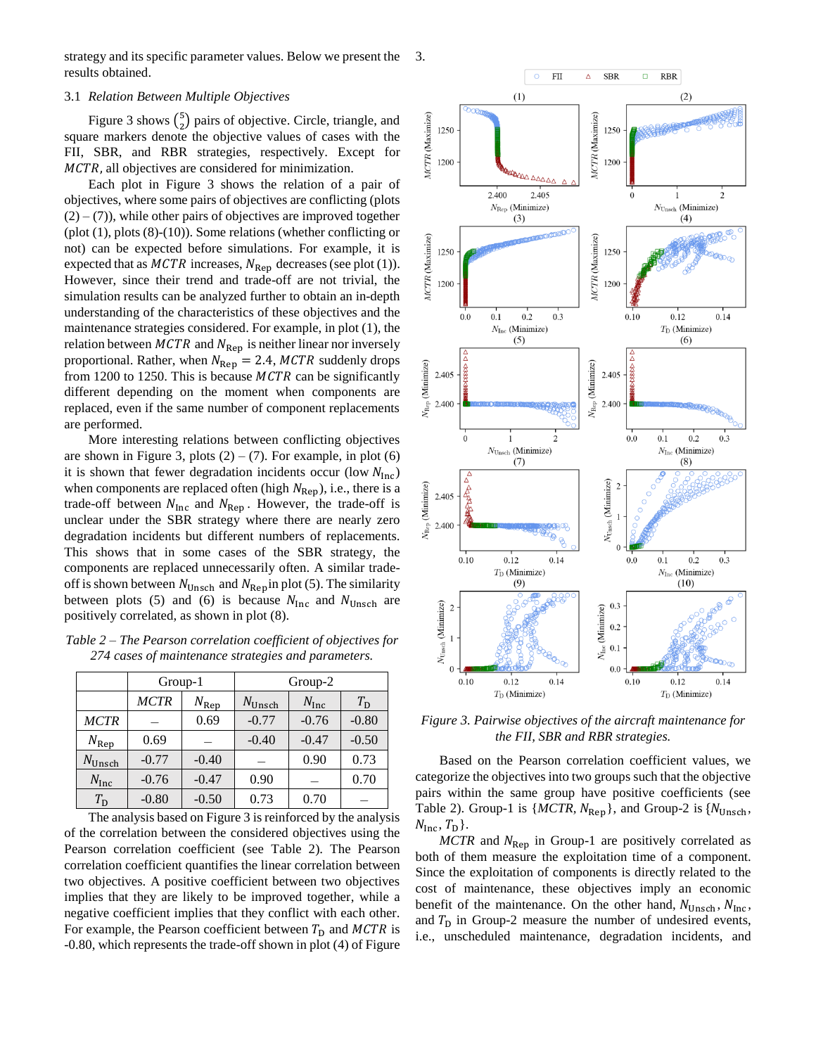strategy and its specific parameter values. Below we present the results obtained.

### 3.1 *Relation Between Multiple Objectives*

Figure 3 shows $\binom{5}{2}$ pairs of objective. Circle, triangle, and square markers denote the objective values of cases with the FII, SBR, and RBR strategies, respectively. Except for $MCTR$, all objectives are considered for minimization.

Each plot in Figure 3 shows the relation of a pair of objectives, where some pairs of objectives are conflicting (plots (2) – (7)), while other pairs of objectives are improved together (plot (1), plots (8)-(10)). Some relations (whether conflicting or not) can be expected before simulations. For example, it is expected that as $MCTR$ increases, $N_{\mathrm{Rep}}$ decreases (see plot (1)). However, since their trend and trade-off are not trivial, the simulation results can be analyzed further to obtain an in-depth understanding of the characteristics of these objectives and the maintenance strategies considered. For example, in plot (1), the relation between $MCTR$ and $N_{\mathrm{Rep}}$ is neither linear nor inversely proportional. Rather, when $N_{\mathrm{Rep}} = 2.4$, $MCTR$ suddenly drops from 1200 to 1250. This is because $MCTR$ can be significantly different depending on the moment when components are replaced, even if the same number of component replacements are performed.

More interesting relations between conflicting objectives are shown in Figure 3, plots (2) – (7). For example, in plot (6) it is shown that fewer degradation incidents occur (low $N_{\mathrm{Inc}}$) when components are replaced often (high $N_{\mathrm{Rep}}$), i.e., there is a trade-off between $N_{\mathrm{Inc}}$ and $N_{\mathrm{Rep}}$. However, the trade-off is unclear under the SBR strategy where there are nearly zero degradation incidents but different numbers of replacements. This shows that in some cases of the SBR strategy, the components are replaced unnecessarily often. A similar trade-off is shown between $N_{\mathrm{Unsch}}$ and $N_{\mathrm{Rep}}$ in plot (5). The similarity between plots (5) and (6) is because $N_{\mathrm{Inc}}$ and $N_{\mathrm{Unsch}}$ are positively correlated, as shown in plot (8).

*Table 2 – The Pearson correlation coefficient of objectives for 274 cases of maintenance strategies and parameters.*

| | Group-1 | | Group-2 | | |
|---|---|---|---|---|---|
| | $MCTR$ | $N_{\mathrm{Rep}}$ | $N_{\mathrm{Unsch}}$ | $N_{\mathrm{Inc}}$ | $T_{\mathrm{D}}$ |
| $MCTR$ | – | 0.69 | -0.77 | -0.76 | -0.80 |
| $N_{\mathrm{Rep}}$ | 0.69 | – | -0.40 | -0.47 | -0.50 |
| $N_{\mathrm{Unsch}}$ | -0.77 | -0.40 | – | 0.90 | 0.73 |
| $N_{\mathrm{Inc}}$ | -0.76 | -0.47 | 0.90 | – | 0.70 |
| $T_{\mathrm{D}}$ | -0.80 | -0.50 | 0.73 | 0.70 | – |

The analysis based on Figure 3 is reinforced by the analysis of the correlation between the considered objectives using the Pearson correlation coefficient (see Table 2). The Pearson correlation coefficient quantifies the linear correlation between two objectives. A positive coefficient between two objectives implies that they are likely to be improved together, while a negative coefficient implies that they conflict with each other. For example, the Pearson coefficient between $T_{\mathrm{D}}$ and $MCTR$ is -0.80, which represents the trade-off shown in plot (4) of Figure 3.

*Figure 3. Pairwise objectives of the aircraft maintenance for the FII, SBR and RBR strategies.*

Based on the Pearson correlation coefficient values, we categorize the objectives into two groups such that the objective pairs within the same group have positive coefficients (see Table 2). Group-1 is $\{MCTR, N_{\mathrm{Rep}}\}$, and Group-2 is $\{N_{\mathrm{Unsch}}, N_{\mathrm{Inc}}, T_{\mathrm{D}}\}$.

$MCTR$ and $N_{\mathrm{Rep}}$ in Group-1 are positively correlated as both of them measure the exploitation time of a component. Since the exploitation of components is directly related to the cost of maintenance, these objectives imply an economic benefit of the maintenance. On the other hand, $N_{\mathrm{Unsch}}$, $N_{\mathrm{Inc}}$, and $T_{\mathrm{D}}$ in Group-2 measure the number of undesired events, i.e., unscheduled maintenance, degradation incidents, and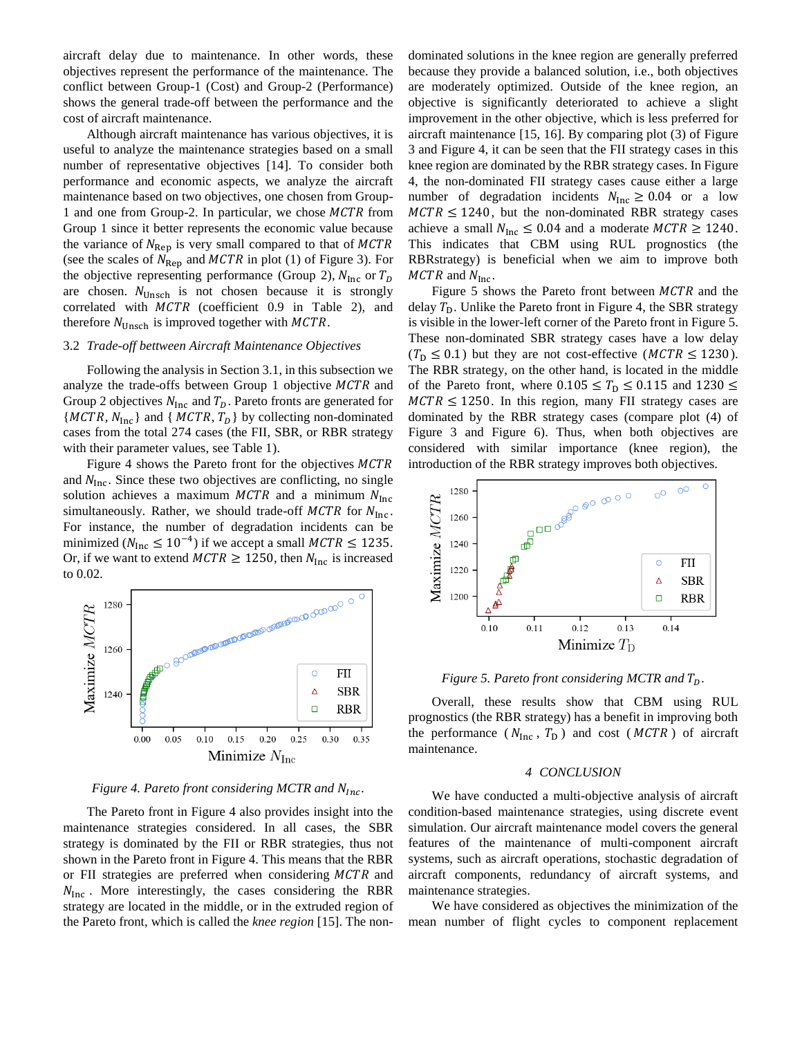aircraft delay due to maintenance. In other words, these objectives represent the performance of the maintenance. The conflict between Group-1 (Cost) and Group-2 (Performance) shows the general trade-off between the performance and the cost of aircraft maintenance.

Although aircraft maintenance has various objectives, it is useful to analyze the maintenance strategies based on a small number of representative objectives [14]. To consider both performance and economic aspects, we analyze the aircraft maintenance based on two objectives, one chosen from Group-1 and one from Group-2. In particular, we chose $MCTR$ from Group 1 since it better represents the economic value because the variance of $N_{\mathrm{Rep}}$ is very small compared to that of $MCTR$ (see the scales of $N_{\mathrm{Rep}}$ and $MCTR$ in plot (1) of Figure 3). For the objective representing performance (Group 2), $N_{\mathrm{Inc}}$ or $T_D$ are chosen. $N_{\mathrm{Unsch}}$ is not chosen because it is strongly correlated with $MCTR$ (coefficient 0.9 in Table 2), and therefore $N_{\mathrm{Unsch}}$ is improved together with $MCTR$.

### 3.2 *Trade-off betweeen Aircraft Maintenance Objectives*

Following the analysis in Section 3.1, in this subsection we analyze the trade-offs between Group 1 objective $MCTR$ and Group 2 objectives $N_{\mathrm{Inc}}$ and $T_D$. Pareto fronts are generated for $\{MCTR, N_{\mathrm{Inc}}\}$ and $\{MCTR, T_D\}$ by collecting non-dominated cases from the total 274 cases (the FII, SBR, or RBR strategy with their parameter values, see Table 1).

Figure 4 shows the Pareto front for the objectives $MCTR$ and $N_{\mathrm{Inc}}$. Since these two objectives are conflicting, no single solution achieves a maximum $MCTR$ and a minimum $N_{\mathrm{Inc}}$ simultaneously. Rather, we should trade-off $MCTR$ for $N_{\mathrm{Inc}}$. For instance, the number of degradation incidents can be minimized ($N_{\mathrm{Inc}} \leq 10^{-4}$) if we accept a small $MCTR \leq 1235$. Or, if we want to extend $MCTR \geq 1250$, then $N_{\mathrm{Inc}}$ is increased to 0.02.

*Figure 4. Pareto front considering MCTR and $N_{Inc}$.*

The Pareto front in Figure 4 also provides insight into the maintenance strategies considered. In all cases, the SBR strategy is dominated by the FII or RBR strategies, thus not shown in the Pareto front in Figure 4. This means that the RBR or FII strategies are preferred when considering $MCTR$ and $N_{\mathrm{Inc}}$. More interestingly, the cases considering the RBR strategy are located in the middle, or in the extruded region of the Pareto front, which is called the *knee region* [15]. The non-dominated solutions in the knee region are generally preferred because they provide a balanced solution, i.e., both objectives are moderately optimized. Outside of the knee region, an objective is significantly deteriorated to achieve a slight improvement in the other objective, which is less preferred for aircraft maintenance [15, 16]. By comparing plot (3) of Figure 3 and Figure 4, it can be seen that the FII strategy cases in this knee region are dominated by the RBR strategy cases. In Figure 4, the non-dominated FII strategy cases cause either a large number of degradation incidents $N_{\mathrm{Inc}} \geq 0.04$ or a low $MCTR \leq 1240$, but the non-dominated RBR strategy cases achieve a small $N_{\mathrm{Inc}} \leq 0.04$ and a moderate $MCTR \geq 1240$. This indicates that CBM using RUL prognostics (the RBRstrategy) is beneficial when we aim to improve both $MCTR$ and $N_{\mathrm{Inc}}$.

Figure 5 shows the Pareto front between $MCTR$ and the delay $T_{\mathrm{D}}$. Unlike the Pareto front in Figure 4, the SBR strategy is visible in the lower-left corner of the Pareto front in Figure 5. These non-dominated SBR strategy cases have a low delay ($T_{\mathrm{D}} \leq 0.1$) but they are not cost-effective ($MCTR \leq 1230$). The RBR strategy, on the other hand, is located in the middle of the Pareto front, where $0.105 \leq T_{\mathrm{D}} \leq 0.115$ and $1230 \leq MCTR \leq 1250$. In this region, many FII strategy cases are dominated by the RBR strategy cases (compare plot (4) of Figure 3 and Figure 6). Thus, when both objectives are considered with similar importance (knee region), the introduction of the RBR strategy improves both objectives.

*Figure 5. Pareto front considering MCTR and $T_D$.*

Overall, these results show that CBM using RUL prognostics (the RBR strategy) has a benefit in improving both the performance ($N_{\mathrm{Inc}}$, $T_{\mathrm{D}}$) and cost ($MCTR$) of aircraft maintenance.

## 4 CONCLUSION

We have conducted a multi-objective analysis of aircraft condition-based maintenance strategies, using discrete event simulation. Our aircraft maintenance model covers the general features of the maintenance of multi-component aircraft systems, such as aircraft operations, stochastic degradation of aircraft components, redundancy of aircraft systems, and maintenance strategies.

We have considered as objectives the minimization of the mean number of flight cycles to component replacement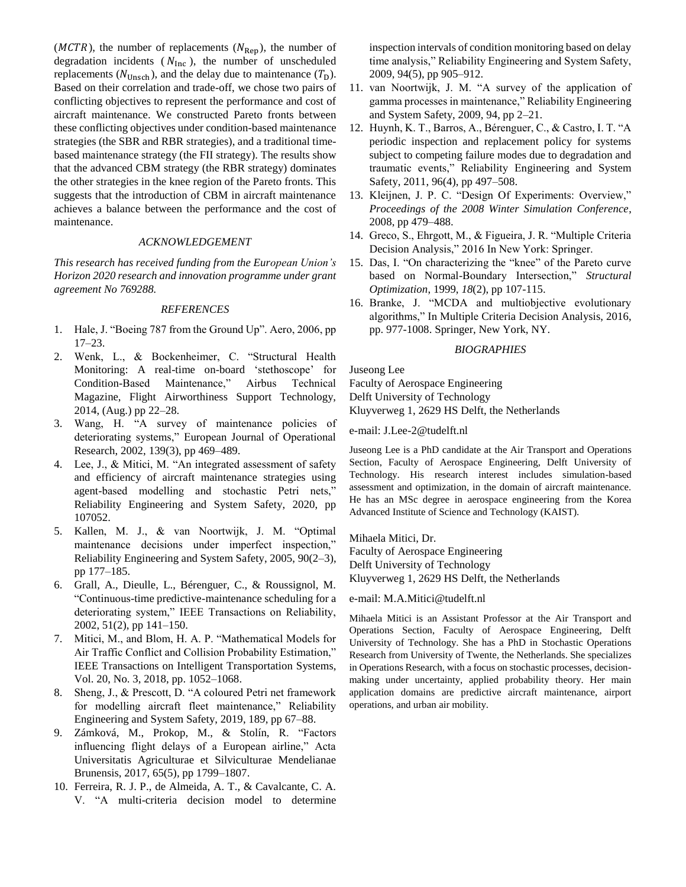($MCTR$), the number of replacements ($N_{\text{Rep}}$), the number of degradation incidents ($N_{\text{Inc}}$), the number of unscheduled replacements ($N_{\text{Unsch}}$), and the delay due to maintenance ($T_{\text{D}}$). Based on their correlation and trade-off, we chose two pairs of conflicting objectives to represent the performance and cost of aircraft maintenance. We constructed Pareto fronts between these conflicting objectives under condition-based maintenance strategies (the SBR and RBR strategies), and a traditional time-based maintenance strategy (the FII strategy). The results show that the advanced CBM strategy (the RBR strategy) dominates the other strategies in the knee region of the Pareto fronts. This suggests that the introduction of CBM in aircraft maintenance achieves a balance between the performance and the cost of maintenance.

### *ACKNOWLEDGEMENT*

*This research has received funding from the European Union's Horizon 2020 research and innovation programme under grant agreement No 769288.*

### *REFERENCES*

1. Hale, J. "Boeing 787 from the Ground Up". Aero, 2006, pp 17–23.
2. Wenk, L., & Bockenheimer, C. "Structural Health Monitoring: A real-time on-board 'stethoscope' for Condition-Based Maintenance," Airbus Technical Magazine, Flight Airworthiness Support Technology, 2014, (Aug.) pp 22–28.
3. Wang, H. "A survey of maintenance policies of deteriorating systems," European Journal of Operational Research, 2002, 139(3), pp 469–489.
4. Lee, J., & Mitici, M. "An integrated assessment of safety and efficiency of aircraft maintenance strategies using agent-based modelling and stochastic Petri nets," Reliability Engineering and System Safety, 2020, pp 107052.
5. Kallen, M. J., & van Noortwijk, J. M. "Optimal maintenance decisions under imperfect inspection," Reliability Engineering and System Safety, 2005, 90(2–3), pp 177–185.
6. Grall, A., Dieulle, L., Bérenguer, C., & Roussignol, M. "Continuous-time predictive-maintenance scheduling for a deteriorating system," IEEE Transactions on Reliability, 2002, 51(2), pp 141–150.
7. Mitici, M., and Blom, H. A. P. "Mathematical Models for Air Traffic Conflict and Collision Probability Estimation," IEEE Transactions on Intelligent Transportation Systems, Vol. 20, No. 3, 2018, pp. 1052–1068.
8. Sheng, J., & Prescott, D. "A coloured Petri net framework for modelling aircraft fleet maintenance," Reliability Engineering and System Safety, 2019, 189, pp 67–88.
9. Zámková, M., Prokop, M., & Stolín, R. "Factors influencing flight delays of a European airline," Acta Universitatis Agriculturae et Silviculturae Mendelianae Brunensis, 2017, 65(5), pp 1799–1807.
10. Ferreira, R. J. P., de Almeida, A. T., & Cavalcante, C. A. V. "A multi-criteria decision model to determine inspection intervals of condition monitoring based on delay time analysis," Reliability Engineering and System Safety, 2009, 94(5), pp 905–912.
11. van Noortwijk, J. M. "A survey of the application of gamma processes in maintenance," Reliability Engineering and System Safety, 2009, 94, pp 2–21.
12. Huynh, K. T., Barros, A., Bérenguer, C., & Castro, I. T. "A periodic inspection and replacement policy for systems subject to competing failure modes due to degradation and traumatic events," Reliability Engineering and System Safety, 2011, 96(4), pp 497–508.
13. Kleijnen, J. P. C. "Design Of Experiments: Overview," *Proceedings of the 2008 Winter Simulation Conference*, 2008, pp 479–488.
14. Greco, S., Ehrgott, M., & Figueira, J. R. "Multiple Criteria Decision Analysis," 2016 In New York: Springer.
15. Das, I. "On characterizing the "knee" of the Pareto curve based on Normal-Boundary Intersection," *Structural Optimization*, 1999, *18*(2), pp 107-115.
16. Branke, J. "MCDA and multiobjective evolutionary algorithms," In Multiple Criteria Decision Analysis, 2016, pp. 977-1008. Springer, New York, NY.

### *BIOGRAPHIES*

Juseong Lee
Faculty of Aerospace Engineering
Delft University of Technology
Kluyverweg 1, 2629 HS Delft, the Netherlands

e-mail: J.Lee-2@tudelft.nl

Juseong Lee is a PhD candidate at the Air Transport and Operations Section, Faculty of Aerospace Engineering, Delft University of Technology. His research interest includes simulation-based assessment and optimization, in the domain of aircraft maintenance. He has an MSc degree in aerospace engineering from the Korea Advanced Institute of Science and Technology (KAIST).

Mihaela Mitici, Dr.
Faculty of Aerospace Engineering
Delft University of Technology
Kluyverweg 1, 2629 HS Delft, the Netherlands

e-mail: M.A.Mitici@tudelft.nl

Mihaela Mitici is an Assistant Professor at the Air Transport and Operations Section, Faculty of Aerospace Engineering, Delft University of Technology. She has a PhD in Stochastic Operations Research from University of Twente, the Netherlands. She specializes in Operations Research, with a focus on stochastic processes, decision-making under uncertainty, applied probability theory. Her main application domains are predictive aircraft maintenance, airport operations, and urban air mobility.